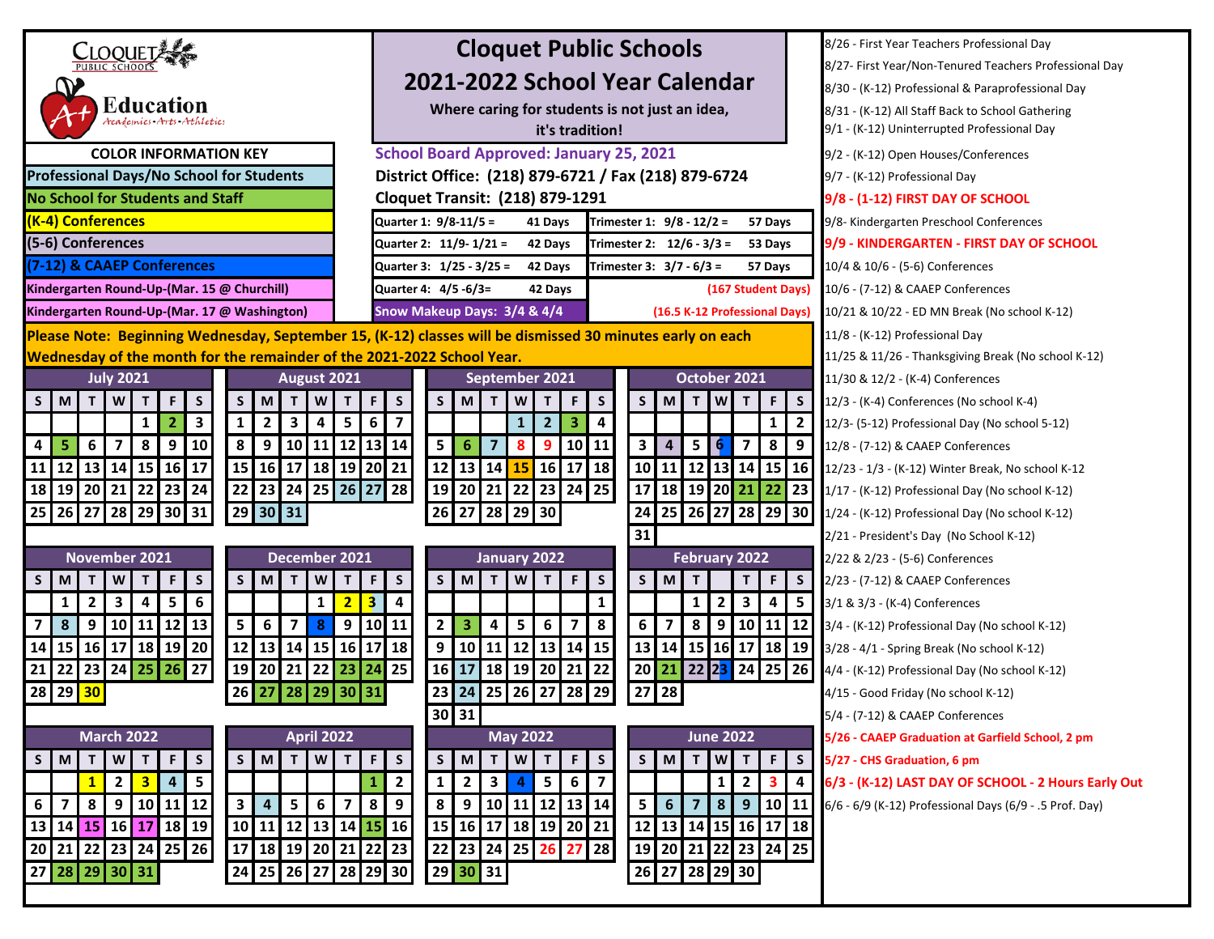# Cloquet Public Schools

## 2021-2022 School Year Calendar

Cloquet Public Schools — A+ Education: Academics • Arts • Athletics

**Where caring for students is not just an idea, it's tradition!**

**School Board Approved: January 25, 2021**

**District Office: (218) 879-6721 / Fax (218) 879-6724**

**Cloquet Transit: (218) 879-1291**

| COLOR INFORMATION KEY |
|---|
| Professional Days/No School for Students |
| No School for Students and Staff |
| (K-4) Conferences |
| (5-6) Conferences |
| (7-12) & CAAEP Conferences |
| Kindergarten Round-Up-(Mar. 15 @ Churchill) |
| Kindergarten Round-Up-(Mar. 17 @ Washington) |

| Quarter | Days | Trimester | Days |
|---|---|---|---|
| Quarter 1: 9/8-11/5 = | 41 Days | Trimester 1: 9/8 - 12/2 = | 57 Days |
| Quarter 2: 11/9- 1/21 = | 42 Days | Trimester 2: 12/6 - 3/3 = | 53 Days |
| Quarter 3: 1/25 - 3/25 = | 42 Days | Trimester 3: 3/7 - 6/3 = | 57 Days |
| Quarter 4: 4/5 -6/3= | 42 Days | | (167 Student Days) |
| Snow Makeup Days: 3/4 & 4/4 | | | (16.5 K-12 Professional Days) |

**Please Note: Beginning Wednesday, September 15, (K-12) classes will be dismissed 30 minutes early on each Wednesday of the month for the remainder of the 2021-2022 School Year.**

### July 2021

| S | M | T | W | T | F | S |
|---|---|---|---|---|---|---|
| | | | | 1 | 2 | 3 |
| 4 | 5 | 6 | 7 | 8 | 9 | 10 |
| 11 | 12 | 13 | 14 | 15 | 16 | 17 |
| 18 | 19 | 20 | 21 | 22 | 23 | 24 |
| 25 | 26 | 27 | 28 | 29 | 30 | 31 |

### August 2021

| S | M | T | W | T | F | S |
|---|---|---|---|---|---|---|
| 1 | 2 | 3 | 4 | 5 | 6 | 7 |
| 8 | 9 | 10 | 11 | 12 | 13 | 14 |
| 15 | 16 | 17 | 18 | 19 | 20 | 21 |
| 22 | 23 | 24 | 25 | 26 | 27 | 28 |
| 29 | 30 | 31 | | | | |

### September 2021

| S | M | T | W | T | F | S |
|---|---|---|---|---|---|---|
| | | | 1 | 2 | 3 | 4 |
| 5 | 6 | 7 | 8 | 9 | 10 | 11 |
| 12 | 13 | 14 | 15 | 16 | 17 | 18 |
| 19 | 20 | 21 | 22 | 23 | 24 | 25 |
| 26 | 27 | 28 | 29 | 30 | | |

### October 2021

| S | M | T | W | T | F | S |
|---|---|---|---|---|---|---|
| | | | | | 1 | 2 |
| 3 | 4 | 5 | 6 | 7 | 8 | 9 |
| 10 | 11 | 12 | 13 | 14 | 15 | 16 |
| 17 | 18 | 19 | 20 | 21 | 22 | 23 |
| 24 | 25 | 26 | 27 | 28 | 29 | 30 |
| 31 | | | | | | |

### November 2021

| S | M | T | W | T | F | S |
|---|---|---|---|---|---|---|
| | 1 | 2 | 3 | 4 | 5 | 6 |
| 7 | 8 | 9 | 10 | 11 | 12 | 13 |
| 14 | 15 | 16 | 17 | 18 | 19 | 20 |
| 21 | 22 | 23 | 24 | 25 | 26 | 27 |
| 28 | 29 | 30 | | | | |

### December 2021

| S | M | T | W | T | F | S |
|---|---|---|---|---|---|---|
| | | | 1 | 2 | 3 | 4 |
| 5 | 6 | 7 | 8 | 9 | 10 | 11 |
| 12 | 13 | 14 | 15 | 16 | 17 | 18 |
| 19 | 20 | 21 | 22 | 23 | 24 | 25 |
| 26 | 27 | 28 | 29 | 30 | 31 | |

### January 2022

| S | M | T | W | T | F | S |
|---|---|---|---|---|---|---|
| | | | | | | 1 |
| 2 | 3 | 4 | 5 | 6 | 7 | 8 |
| 9 | 10 | 11 | 12 | 13 | 14 | 15 |
| 16 | 17 | 18 | 19 | 20 | 21 | 22 |
| 23 | 24 | 25 | 26 | 27 | 28 | 29 |
| 30 | 31 | | | | | |

### February 2022

| S | M | T | W | T | F | S |
|---|---|---|---|---|---|---|
| | | 1 | 2 | 3 | 4 | 5 |
| 6 | 7 | 8 | 9 | 10 | 11 | 12 |
| 13 | 14 | 15 | 16 | 17 | 18 | 19 |
| 20 | 21 | 22 | 23 | 24 | 25 | 26 |
| 27 | 28 | | | | | |

### March 2022

| S | M | T | W | T | F | S |
|---|---|---|---|---|---|---|
| | | 1 | 2 | 3 | 4 | 5 |
| 6 | 7 | 8 | 9 | 10 | 11 | 12 |
| 13 | 14 | 15 | 16 | 17 | 18 | 19 |
| 20 | 21 | 22 | 23 | 24 | 25 | 26 |
| 27 | 28 | 29 | 30 | 31 | | |

### April 2022

| S | M | T | W | T | F | S |
|---|---|---|---|---|---|---|
| | | | | | 1 | 2 |
| 3 | 4 | 5 | 6 | 7 | 8 | 9 |
| 10 | 11 | 12 | 13 | 14 | 15 | 16 |
| 17 | 18 | 19 | 20 | 21 | 22 | 23 |
| 24 | 25 | 26 | 27 | 28 | 29 | 30 |

### May 2022

| S | M | T | W | T | F | S |
|---|---|---|---|---|---|---|
| 1 | 2 | 3 | 4 | 5 | 6 | 7 |
| 8 | 9 | 10 | 11 | 12 | 13 | 14 |
| 15 | 16 | 17 | 18 | 19 | 20 | 21 |
| 22 | 23 | 24 | 25 | 26 | 27 | 28 |
| 29 | 30 | 31 | | | | |

### June 2022

| S | M | T | W | T | F | S |
|---|---|---|---|---|---|---|
| | | | 1 | 2 | 3 | 4 |
| 5 | 6 | 7 | 8 | 9 | 10 | 11 |
| 12 | 13 | 14 | 15 | 16 | 17 | 18 |
| 19 | 20 | 21 | 22 | 23 | 24 | 25 |
| 26 | 27 | 28 | 29 | 30 | | |

- 8/26 - First Year Teachers Professional Day
- 8/27- First Year/Non-Tenured Teachers Professional Day
- 8/30 - (K-12) Professional & Paraprofessional Day
- 8/31 - (K-12) All Staff Back to School Gathering
- 9/1 - (K-12) Uninterrupted Professional Day
- 9/2 - (K-12) Open Houses/Conferences
- 9/7 - (K-12) Professional Day
- **9/8 - (1-12) FIRST DAY OF SCHOOL**
- 9/8- Kindergarten Preschool Conferences
- **9/9 - KINDERGARTEN - FIRST DAY OF SCHOOL**
- 10/4 & 10/6 - (5-6) Conferences
- 10/6 - (7-12) & CAAEP Conferences
- 10/21 & 10/22 - ED MN Break (No school K-12)
- 11/8 - (K-12) Professional Day
- 11/25 & 11/26 - Thanksgiving Break (No school K-12)
- 11/30 & 12/2 - (K-4) Conferences
- 12/3 - (K-4) Conferences (No school K-4)
- 12/3- (5-12) Professional Day (No school 5-12)
- 12/8 - (7-12) & CAAEP Conferences
- 12/23 - 1/3 - (K-12) Winter Break, No school K-12
- 1/17 - (K-12) Professional Day (No school K-12)
- 1/24 - (K-12) Professional Day (No school K-12)
- 2/21 - President's Day (No School K-12)
- 2/22 & 2/23 - (5-6) Conferences
- 2/23 - (7-12) & CAAEP Conferences
- 3/1 & 3/3 - (K-4) Conferences
- 3/4 - (K-12) Professional Day (No school K-12)
- 3/28 - 4/1 - Spring Break (No school K-12)
- 4/4 - (K-12) Professional Day (No school K-12)
- 4/15 - Good Friday (No school K-12)
- 5/4 - (7-12) & CAAEP Conferences
- **5/26 - CAAEP Graduation at Garfield School, 2 pm**
- **5/27 - CHS Graduation, 6 pm**
- **6/3 - (K-12) LAST DAY OF SCHOOL - 2 Hours Early Out**
- 6/6 - 6/9 (K-12) Professional Days (6/9 - .5 Prof. Day)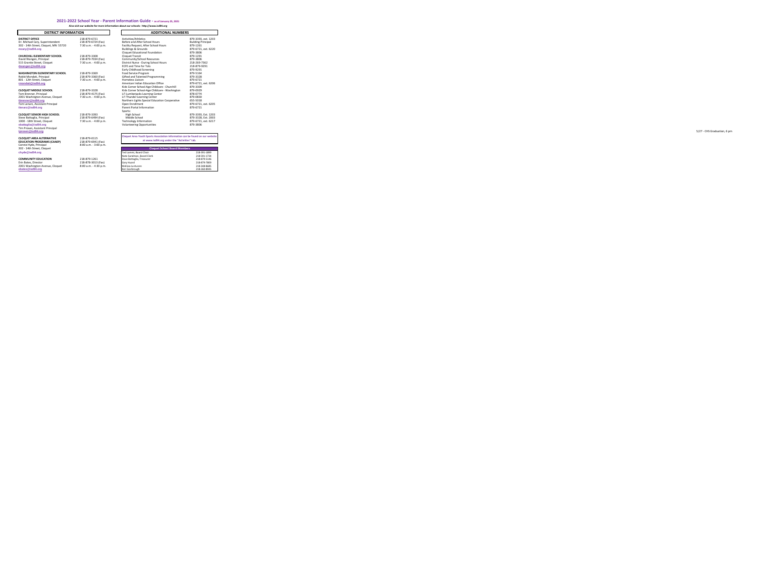# 2021-2022 School Year - Parent Information Guide - *as of January 25, 2021*

**Also visit our website for more information about our schools: http://www.isd94.org**

## DISTRICT INFORMATION

**DISTRICT OFFICE**
Dr. Michael Cary, Superintendent
302 - 14th Street, Cloquet, MN 55720
mcary@isd94.org
218-879-6721
218-879-6724 (Fax)
7:30 a.m. - 4:00 p.m.

**CHURCHILL ELEMENTARY SCHOOL**
David Wangen, Principal
515 Granite Street, Cloquet
dwangen@isd94.org
218-879-3308
218-879-7034 (Fax)
7:30 a.m. - 4:00 p.m.

**WASHINGTON ELEMENTARY SCHOOL**
Robbi Mondati, Principal
801 - 12th Street, Cloquet
rmondati@isd94.org
218-879-3369
218-879-3360 (Fax)
7:30 a.m. - 4:00 p.m.

**CLOQUET MIDDLE SCHOOL**
Tom Brenner, Principal
2001 Washington Avenue, Cloquet
tbrenner@isd94.org
Tom Lenarz, Assistant Principal
tlenarz@isd94.org
218-879-3328
218-879-4175 (Fax)
7:30 a.m. - 4:00 p.m.

**CLOQUET SENIOR HIGH SCHOOL**
Steve Battaglia, Principal
1000 - 18th Street, Cloquet
sbattaglia@isd94.org
Tim Prosen, Assistant Principal
tprosen@isd94.org
218-879-3393
218-879-6494 (Fax)
7:30 a.m. - 4:00 p.m.

**CLOQUET AREA ALTERNATIVE EDUCATION PROGRAMS (CAAEP)**
Connie Hyde, Principal
302 - 14th Street, Cloquet
chyde@isd94.org
218-879-0115
218-879-6941 (Fax)
8:00 a.m. - 3:00 p.m.

**COMMUNITY EDUCATION**
Erin Bates, Director
2001 Washington Avenue, Cloquet
ebates@isd94.org
218-879-1261
218-878-3013 (Fax)
8:00 a.m. - 4:30 p.m.

## ADDITIONAL NUMBERS

| | |
|---|---|
| Activities/Athletics | 879-3390, ext. 1203 |
| Before and After School Hours | Building Principal |
| Facility Request, After School Hours | 879-1261 |
| Buildings & Grounds | 879-6721, ext. 6220 |
| Cloquet Educational Foundation | 879-3806 |
| Cloquet Transit | 879-1291 |
| Community/School Resources | 879-3806 |
| District Nurse - During School Hours | 218-269-7362 |
| ECFE and Time for Tots | 218-879-9291 |
| Early Childhood Screening | 879-9291 |
| Food Service Program | 879-5164 |
| Gifted and Talented Programming | 879-3328 |
| Homeless Liaison | 879-6721 |
| American Indian Education Office | 879-6721, ext. 6206 |
| Kids Corner School-Age Childcare - Churchill | 879-3309 |
| Kids Corner School-Age Childcare - Washington | 879-0929 |
| L/I Lumberjacks Learning Center | 878-0774 |
| L/I Thunder Learning Center | 879-0830 |
| Northern Lights Special Education Cooperative | 655-5018 |
| Open Enrollment | 879-6721, ext. 6205 |
| Parent Portal Information | 879-6721 |
| Sports: | |
| High School | 879-3390, Ext. 1203 |
| Middle School | 879-3328, Ext. 2003 |
| Technology Information | 879-6721, ext. 6217 |
| Volunteering Opportunities | 879-3806 |

**Cloquet Area Youth Sports Association information can be found on our website at www.isd94.org under the "Activities" tab.**

| Cloquet School Board Members | |
|---|---|
| *Ted Lammi, Board Chair* | 218-391-1899 |
| *Nate Sandman, Board Clerk* | 218-591-1734 |
| *Dave Battaglia, Treasurer* | 218-879-5146 |
| *Gary Hoard* | 218-879-7809 |
| *Melissa Juntunen* | 218-348-8685 |
| *Ken Scarbrough* | 218-260-8945 |

5/27 - CHS Graduation, 6 pm